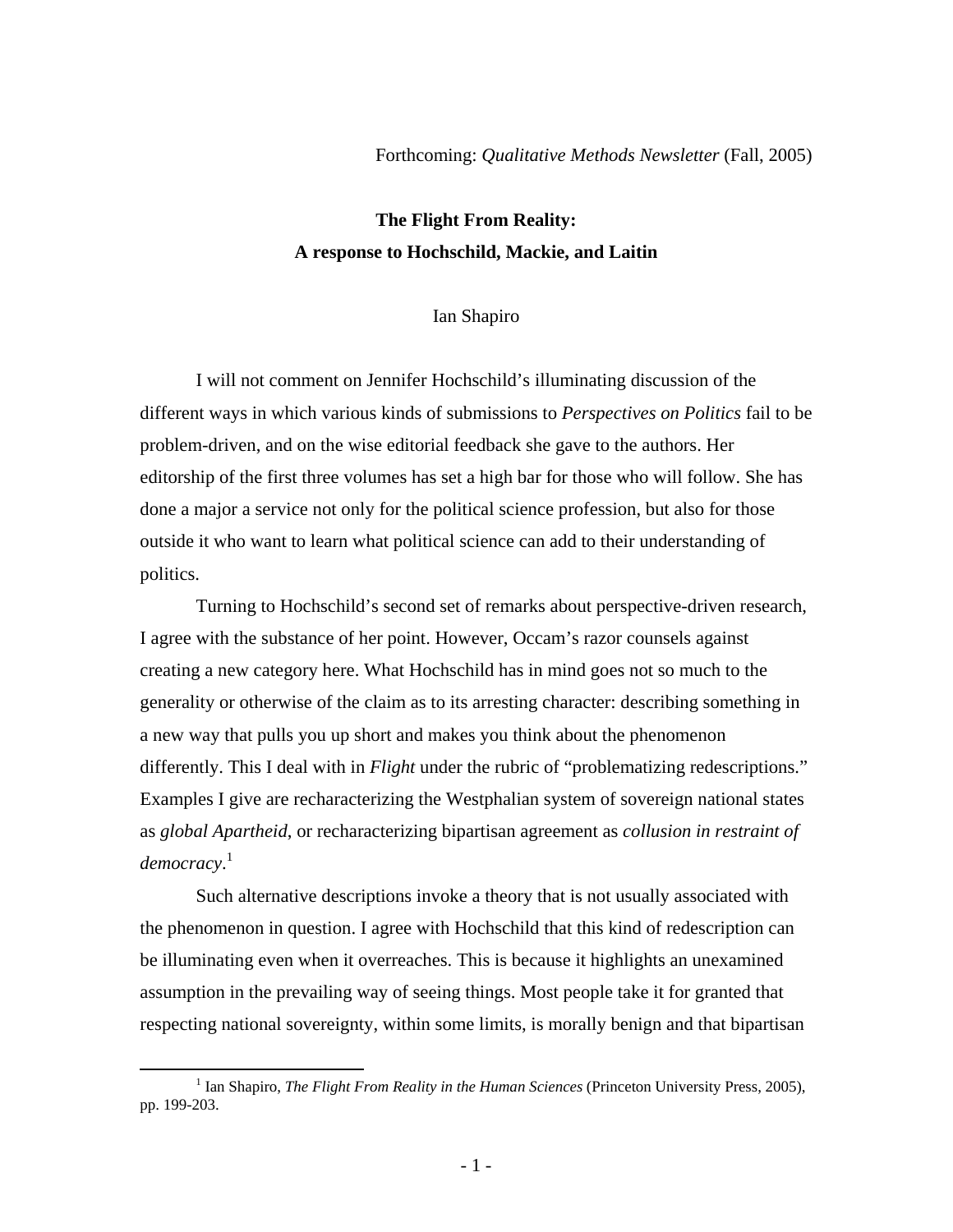Forthcoming: *Qualitative Methods Newsletter* (Fall, 2005)

# The Flight From Reality:
## A response to Hochschild, Mackie, and Laitin

Ian Shapiro

I will not comment on Jennifer Hochschild's illuminating discussion of the different ways in which various kinds of submissions to *Perspectives on Politics* fail to be problem-driven, and on the wise editorial feedback she gave to the authors. Her editorship of the first three volumes has set a high bar for those who will follow. She has done a major a service not only for the political science profession, but also for those outside it who want to learn what political science can add to their understanding of politics.

Turning to Hochschild's second set of remarks about perspective-driven research, I agree with the substance of her point. However, Occam's razor counsels against creating a new category here. What Hochschild has in mind goes not so much to the generality or otherwise of the claim as to its arresting character: describing something in a new way that pulls you up short and makes you think about the phenomenon differently. This I deal with in *Flight* under the rubric of "problematizing redescriptions." Examples I give are recharacterizing the Westphalian system of sovereign national states as *global Apartheid*, or recharacterizing bipartisan agreement as *collusion in restraint of democracy*.[1]

Such alternative descriptions invoke a theory that is not usually associated with the phenomenon in question. I agree with Hochschild that this kind of redescription can be illuminating even when it overreaches. This is because it highlights an unexamined assumption in the prevailing way of seeing things. Most people take it for granted that respecting national sovereignty, within some limits, is morally benign and that bipartisan

[1] Ian Shapiro, *The Flight From Reality in the Human Sciences* (Princeton University Press, 2005), pp. 199-203.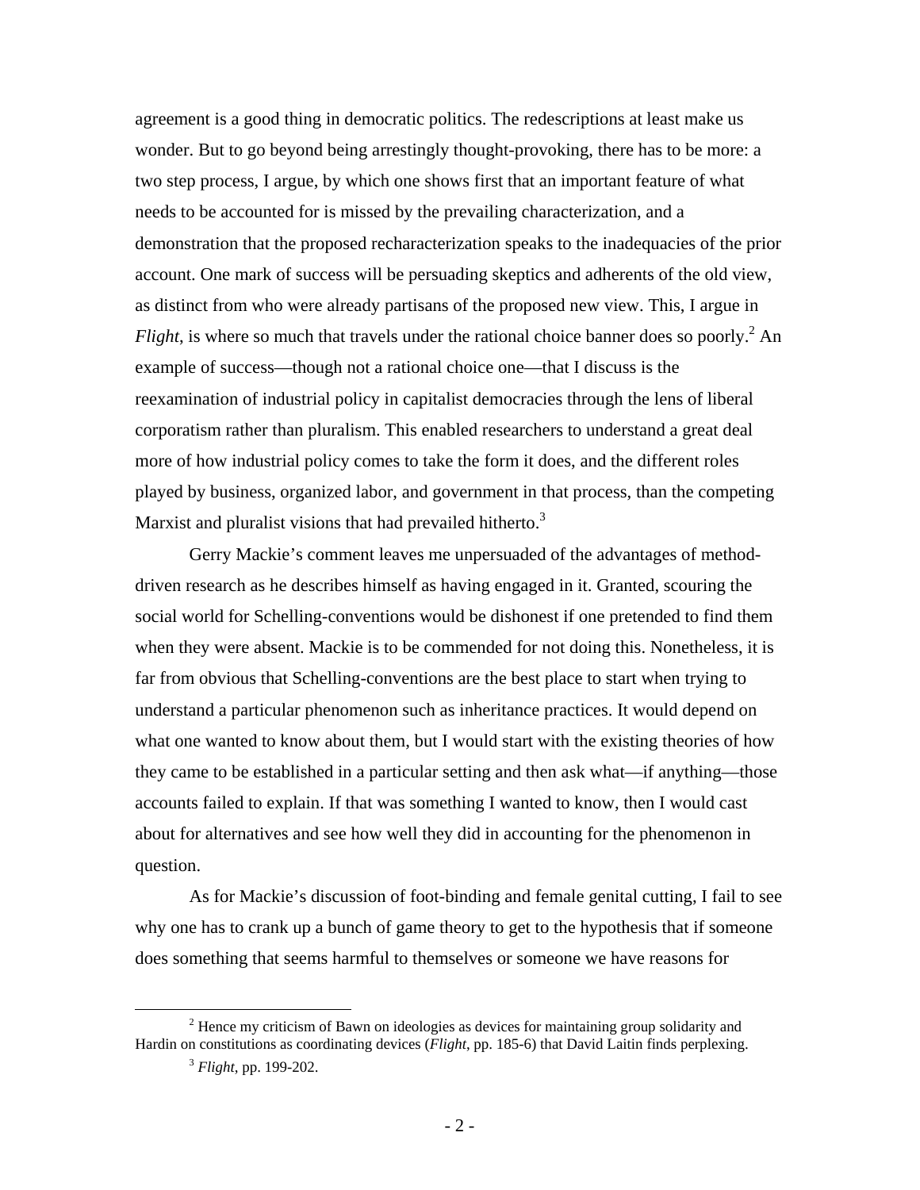agreement is a good thing in democratic politics. The redescriptions at least make us wonder. But to go beyond being arrestingly thought-provoking, there has to be more: a two step process, I argue, by which one shows first that an important feature of what needs to be accounted for is missed by the prevailing characterization, and a demonstration that the proposed recharacterization speaks to the inadequacies of the prior account. One mark of success will be persuading skeptics and adherents of the old view, as distinct from who were already partisans of the proposed new view. This, I argue in *Flight*, is where so much that travels under the rational choice banner does so poorly.[2] An example of success—though not a rational choice one—that I discuss is the reexamination of industrial policy in capitalist democracies through the lens of liberal corporatism rather than pluralism. This enabled researchers to understand a great deal more of how industrial policy comes to take the form it does, and the different roles played by business, organized labor, and government in that process, than the competing Marxist and pluralist visions that had prevailed hitherto.[3]

Gerry Mackie's comment leaves me unpersuaded of the advantages of method-driven research as he describes himself as having engaged in it. Granted, scouring the social world for Schelling-conventions would be dishonest if one pretended to find them when they were absent. Mackie is to be commended for not doing this. Nonetheless, it is far from obvious that Schelling-conventions are the best place to start when trying to understand a particular phenomenon such as inheritance practices. It would depend on what one wanted to know about them, but I would start with the existing theories of how they came to be established in a particular setting and then ask what—if anything—those accounts failed to explain. If that was something I wanted to know, then I would cast about for alternatives and see how well they did in accounting for the phenomenon in question.

As for Mackie's discussion of foot-binding and female genital cutting, I fail to see why one has to crank up a bunch of game theory to get to the hypothesis that if someone does something that seems harmful to themselves or someone we have reasons for

[2] Hence my criticism of Bawn on ideologies as devices for maintaining group solidarity and Hardin on constitutions as coordinating devices (*Flight*, pp. 185-6) that David Laitin finds perplexing.

[3] *Flight*, pp. 199-202.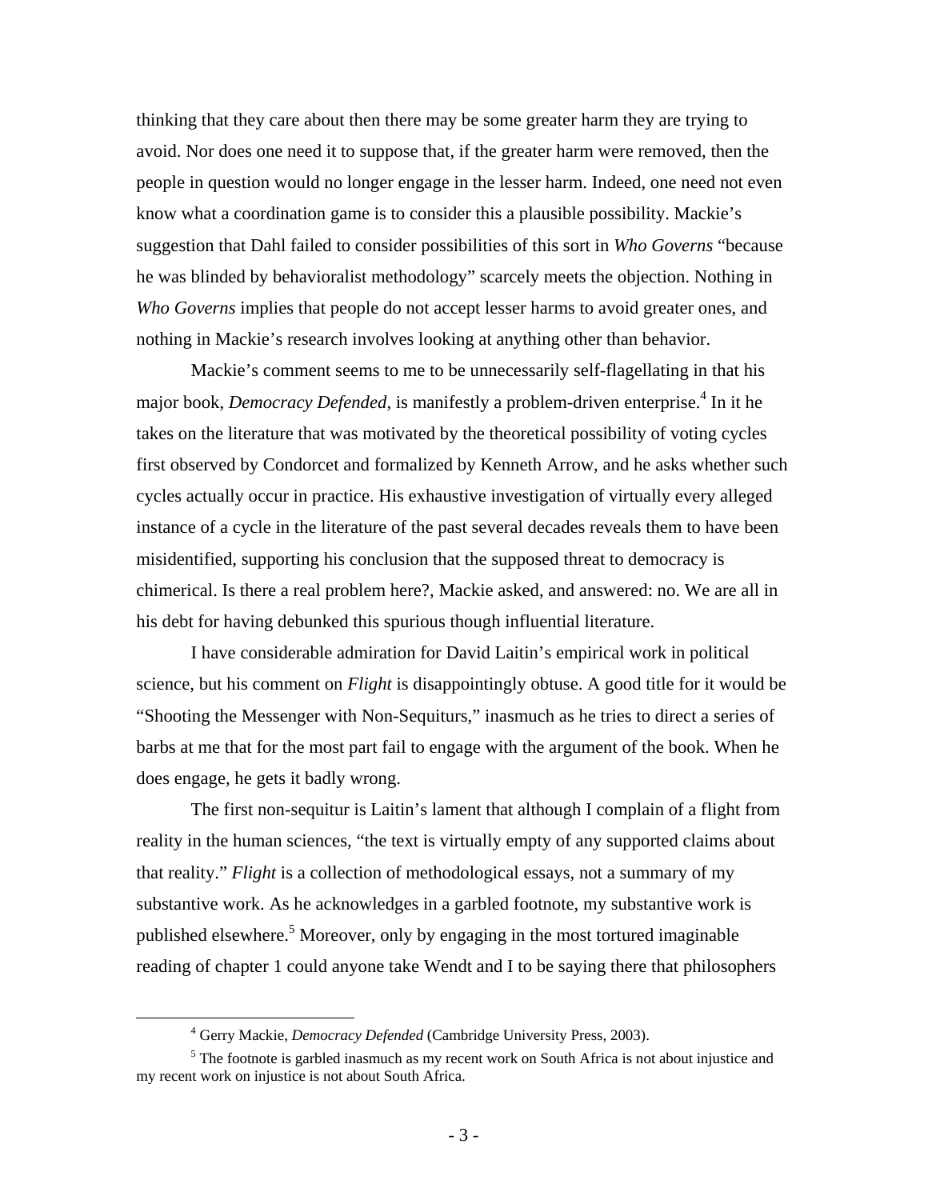thinking that they care about then there may be some greater harm they are trying to avoid. Nor does one need it to suppose that, if the greater harm were removed, then the people in question would no longer engage in the lesser harm. Indeed, one need not even know what a coordination game is to consider this a plausible possibility. Mackie's suggestion that Dahl failed to consider possibilities of this sort in *Who Governs* "because he was blinded by behavioralist methodology" scarcely meets the objection. Nothing in *Who Governs* implies that people do not accept lesser harms to avoid greater ones, and nothing in Mackie's research involves looking at anything other than behavior.

Mackie's comment seems to me to be unnecessarily self-flagellating in that his major book, *Democracy Defended*, is manifestly a problem-driven enterprise.[4] In it he takes on the literature that was motivated by the theoretical possibility of voting cycles first observed by Condorcet and formalized by Kenneth Arrow, and he asks whether such cycles actually occur in practice. His exhaustive investigation of virtually every alleged instance of a cycle in the literature of the past several decades reveals them to have been misidentified, supporting his conclusion that the supposed threat to democracy is chimerical. Is there a real problem here?, Mackie asked, and answered: no. We are all in his debt for having debunked this spurious though influential literature.

I have considerable admiration for David Laitin's empirical work in political science, but his comment on *Flight* is disappointingly obtuse. A good title for it would be "Shooting the Messenger with Non-Sequiturs," inasmuch as he tries to direct a series of barbs at me that for the most part fail to engage with the argument of the book. When he does engage, he gets it badly wrong.

The first non-sequitur is Laitin's lament that although I complain of a flight from reality in the human sciences, "the text is virtually empty of any supported claims about that reality." *Flight* is a collection of methodological essays, not a summary of my substantive work. As he acknowledges in a garbled footnote, my substantive work is published elsewhere.[5] Moreover, only by engaging in the most tortured imaginable reading of chapter 1 could anyone take Wendt and I to be saying there that philosophers

---

[4] Gerry Mackie, *Democracy Defended* (Cambridge University Press, 2003).

[5] The footnote is garbled inasmuch as my recent work on South Africa is not about injustice and my recent work on injustice is not about South Africa.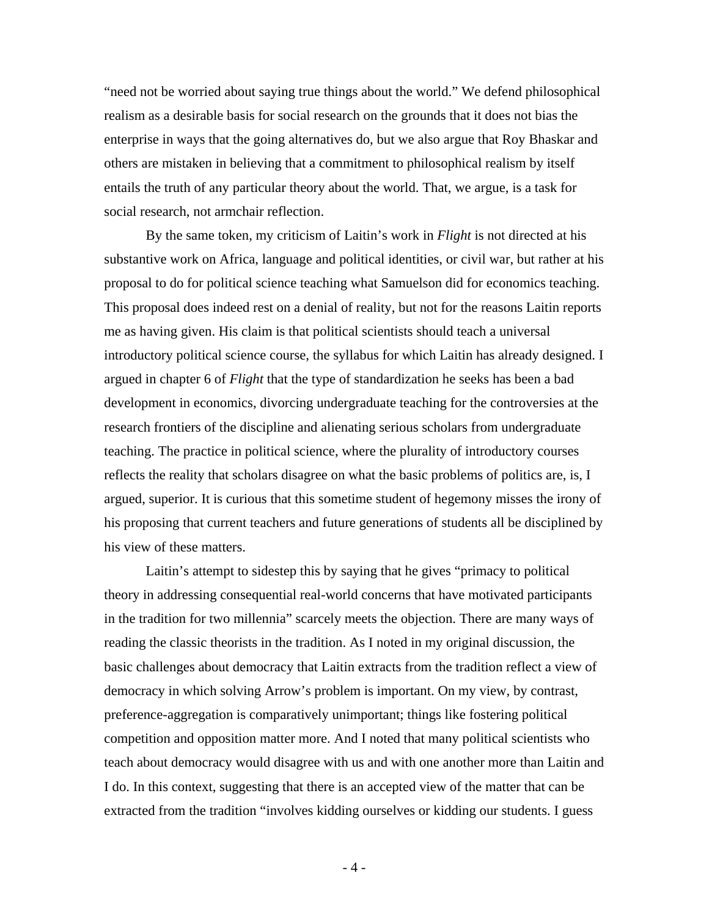"need not be worried about saying true things about the world." We defend philosophical realism as a desirable basis for social research on the grounds that it does not bias the enterprise in ways that the going alternatives do, but we also argue that Roy Bhaskar and others are mistaken in believing that a commitment to philosophical realism by itself entails the truth of any particular theory about the world. That, we argue, is a task for social research, not armchair reflection.

By the same token, my criticism of Laitin's work in *Flight* is not directed at his substantive work on Africa, language and political identities, or civil war, but rather at his proposal to do for political science teaching what Samuelson did for economics teaching. This proposal does indeed rest on a denial of reality, but not for the reasons Laitin reports me as having given. His claim is that political scientists should teach a universal introductory political science course, the syllabus for which Laitin has already designed. I argued in chapter 6 of *Flight* that the type of standardization he seeks has been a bad development in economics, divorcing undergraduate teaching for the controversies at the research frontiers of the discipline and alienating serious scholars from undergraduate teaching. The practice in political science, where the plurality of introductory courses reflects the reality that scholars disagree on what the basic problems of politics are, is, I argued, superior. It is curious that this sometime student of hegemony misses the irony of his proposing that current teachers and future generations of students all be disciplined by his view of these matters.

Laitin's attempt to sidestep this by saying that he gives "primacy to political theory in addressing consequential real-world concerns that have motivated participants in the tradition for two millennia" scarcely meets the objection. There are many ways of reading the classic theorists in the tradition. As I noted in my original discussion, the basic challenges about democracy that Laitin extracts from the tradition reflect a view of democracy in which solving Arrow's problem is important. On my view, by contrast, preference-aggregation is comparatively unimportant; things like fostering political competition and opposition matter more. And I noted that many political scientists who teach about democracy would disagree with us and with one another more than Laitin and I do. In this context, suggesting that there is an accepted view of the matter that can be extracted from the tradition "involves kidding ourselves or kidding our students. I guess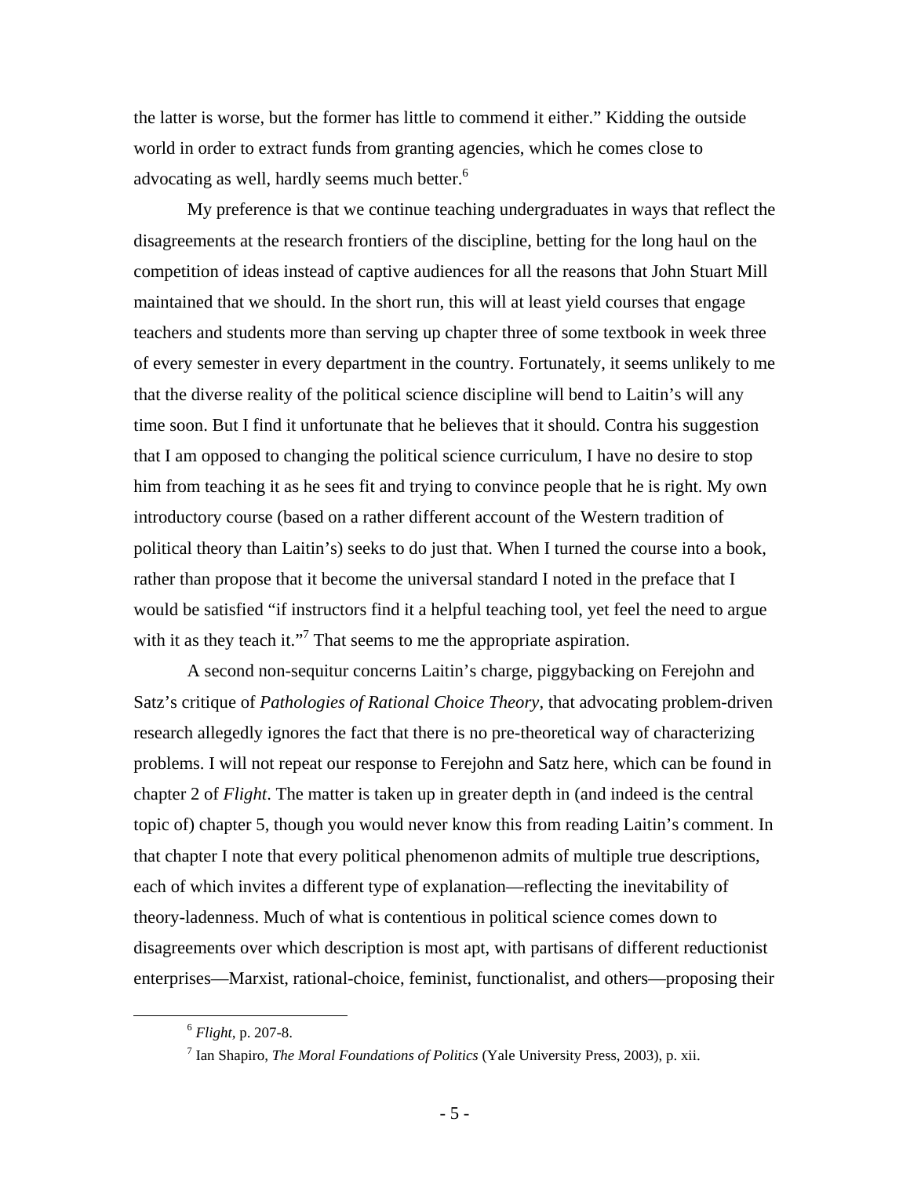the latter is worse, but the former has little to commend it either." Kidding the outside world in order to extract funds from granting agencies, which he comes close to advocating as well, hardly seems much better.[6]

My preference is that we continue teaching undergraduates in ways that reflect the disagreements at the research frontiers of the discipline, betting for the long haul on the competition of ideas instead of captive audiences for all the reasons that John Stuart Mill maintained that we should. In the short run, this will at least yield courses that engage teachers and students more than serving up chapter three of some textbook in week three of every semester in every department in the country. Fortunately, it seems unlikely to me that the diverse reality of the political science discipline will bend to Laitin's will any time soon. But I find it unfortunate that he believes that it should. Contra his suggestion that I am opposed to changing the political science curriculum, I have no desire to stop him from teaching it as he sees fit and trying to convince people that he is right. My own introductory course (based on a rather different account of the Western tradition of political theory than Laitin's) seeks to do just that. When I turned the course into a book, rather than propose that it become the universal standard I noted in the preface that I would be satisfied "if instructors find it a helpful teaching tool, yet feel the need to argue with it as they teach it."[7] That seems to me the appropriate aspiration.

A second non-sequitur concerns Laitin's charge, piggybacking on Ferejohn and Satz's critique of *Pathologies of Rational Choice Theory*, that advocating problem-driven research allegedly ignores the fact that there is no pre-theoretical way of characterizing problems. I will not repeat our response to Ferejohn and Satz here, which can be found in chapter 2 of *Flight*. The matter is taken up in greater depth in (and indeed is the central topic of) chapter 5, though you would never know this from reading Laitin's comment. In that chapter I note that every political phenomenon admits of multiple true descriptions, each of which invites a different type of explanation—reflecting the inevitability of theory-ladenness. Much of what is contentious in political science comes down to disagreements over which description is most apt, with partisans of different reductionist enterprises—Marxist, rational-choice, feminist, functionalist, and others—proposing their

---

[6] *Flight*, p. 207-8.

[7] Ian Shapiro, *The Moral Foundations of Politics* (Yale University Press, 2003), p. xii.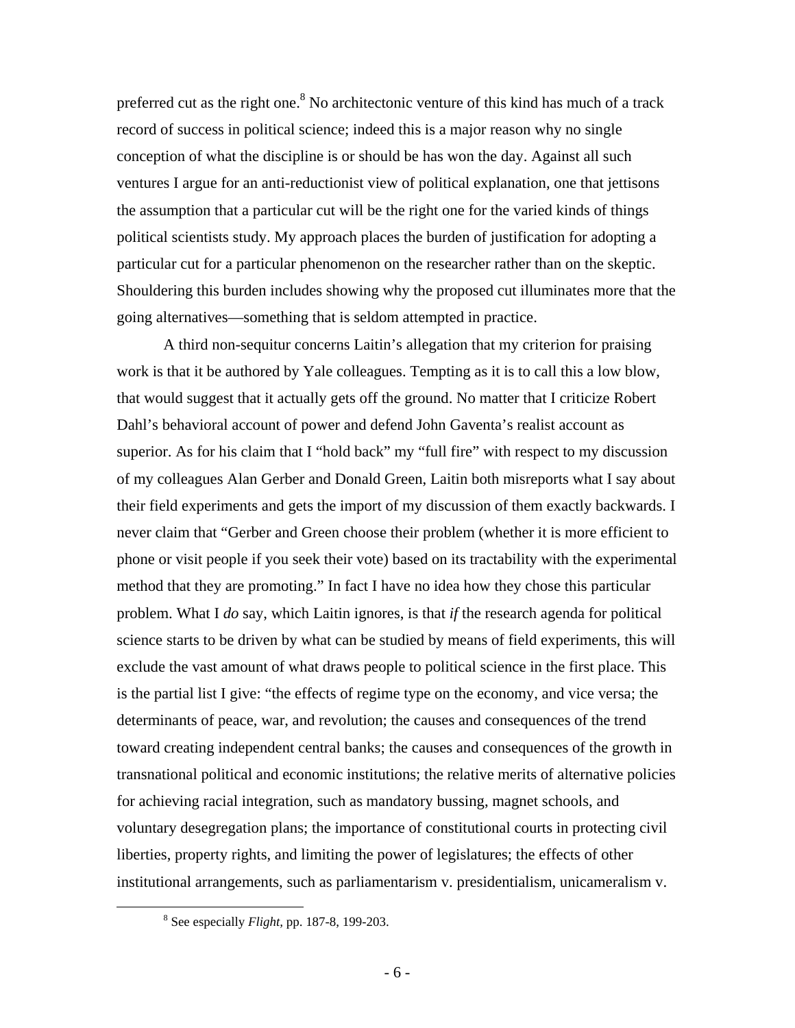preferred cut as the right one.[8] No architectonic venture of this kind has much of a track record of success in political science; indeed this is a major reason why no single conception of what the discipline is or should be has won the day. Against all such ventures I argue for an anti-reductionist view of political explanation, one that jettisons the assumption that a particular cut will be the right one for the varied kinds of things political scientists study. My approach places the burden of justification for adopting a particular cut for a particular phenomenon on the researcher rather than on the skeptic. Shouldering this burden includes showing why the proposed cut illuminates more that the going alternatives—something that is seldom attempted in practice.

A third non-sequitur concerns Laitin's allegation that my criterion for praising work is that it be authored by Yale colleagues. Tempting as it is to call this a low blow, that would suggest that it actually gets off the ground. No matter that I criticize Robert Dahl's behavioral account of power and defend John Gaventa's realist account as superior. As for his claim that I "hold back" my "full fire" with respect to my discussion of my colleagues Alan Gerber and Donald Green, Laitin both misreports what I say about their field experiments and gets the import of my discussion of them exactly backwards. I never claim that "Gerber and Green choose their problem (whether it is more efficient to phone or visit people if you seek their vote) based on its tractability with the experimental method that they are promoting." In fact I have no idea how they chose this particular problem. What I *do* say, which Laitin ignores, is that *if* the research agenda for political science starts to be driven by what can be studied by means of field experiments, this will exclude the vast amount of what draws people to political science in the first place. This is the partial list I give: "the effects of regime type on the economy, and vice versa; the determinants of peace, war, and revolution; the causes and consequences of the trend toward creating independent central banks; the causes and consequences of the growth in transnational political and economic institutions; the relative merits of alternative policies for achieving racial integration, such as mandatory bussing, magnet schools, and voluntary desegregation plans; the importance of constitutional courts in protecting civil liberties, property rights, and limiting the power of legislatures; the effects of other institutional arrangements, such as parliamentarism v. presidentialism, unicameralism v.

[8] See especially *Flight*, pp. 187-8, 199-203.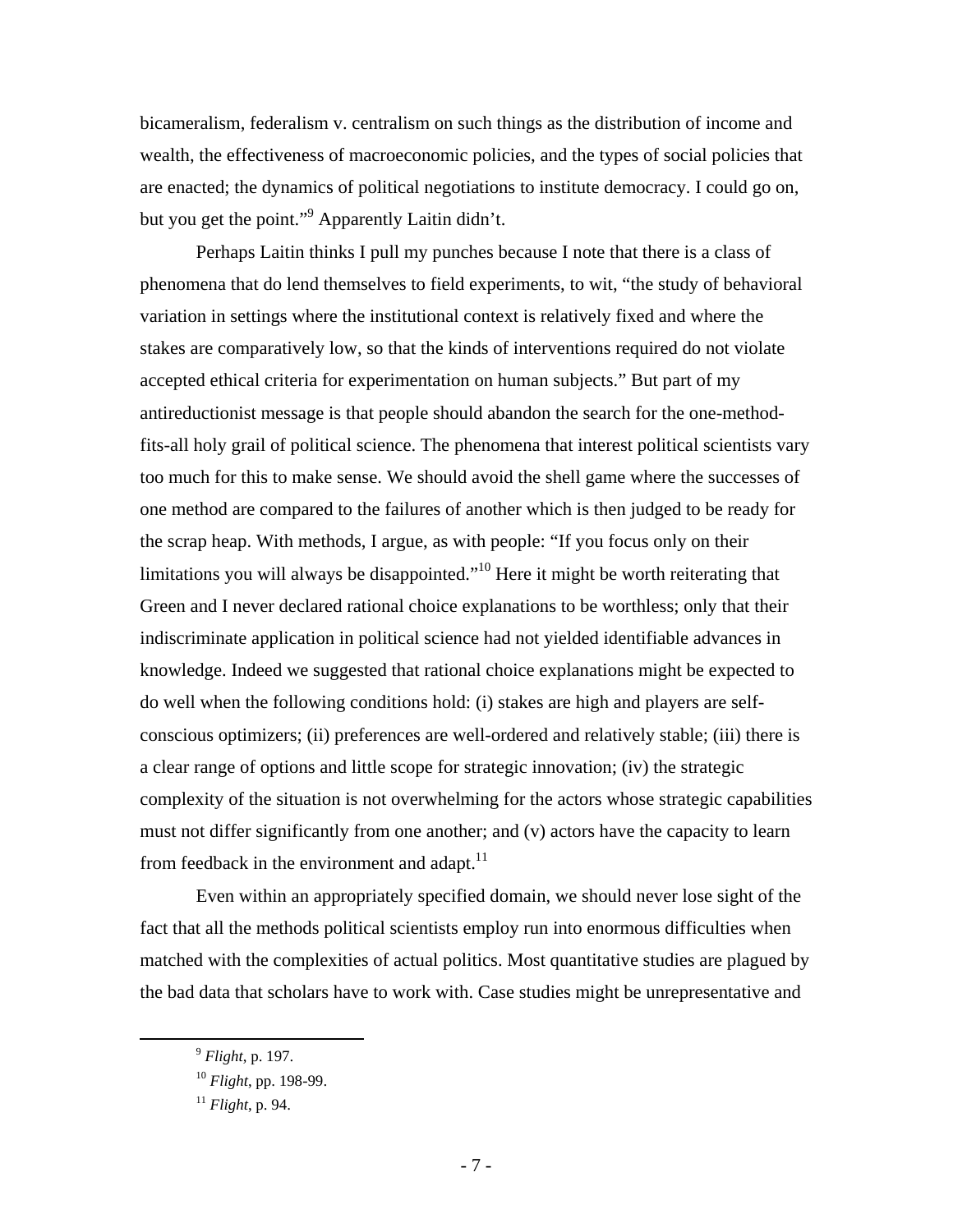bicameralism, federalism v. centralism on such things as the distribution of income and wealth, the effectiveness of macroeconomic policies, and the types of social policies that are enacted; the dynamics of political negotiations to institute democracy. I could go on, but you get the point."[9] Apparently Laitin didn't.

Perhaps Laitin thinks I pull my punches because I note that there is a class of phenomena that do lend themselves to field experiments, to wit, "the study of behavioral variation in settings where the institutional context is relatively fixed and where the stakes are comparatively low, so that the kinds of interventions required do not violate accepted ethical criteria for experimentation on human subjects." But part of my antireductionist message is that people should abandon the search for the one-method-fits-all holy grail of political science. The phenomena that interest political scientists vary too much for this to make sense. We should avoid the shell game where the successes of one method are compared to the failures of another which is then judged to be ready for the scrap heap. With methods, I argue, as with people: "If you focus only on their limitations you will always be disappointed."[10] Here it might be worth reiterating that Green and I never declared rational choice explanations to be worthless; only that their indiscriminate application in political science had not yielded identifiable advances in knowledge. Indeed we suggested that rational choice explanations might be expected to do well when the following conditions hold: (i) stakes are high and players are self-conscious optimizers; (ii) preferences are well-ordered and relatively stable; (iii) there is a clear range of options and little scope for strategic innovation; (iv) the strategic complexity of the situation is not overwhelming for the actors whose strategic capabilities must not differ significantly from one another; and (v) actors have the capacity to learn from feedback in the environment and adapt.[11]

Even within an appropriately specified domain, we should never lose sight of the fact that all the methods political scientists employ run into enormous difficulties when matched with the complexities of actual politics. Most quantitative studies are plagued by the bad data that scholars have to work with. Case studies might be unrepresentative and

---

[9] *Flight*, p. 197.

[10] *Flight*, pp. 198-99.

[11] *Flight*, p. 94.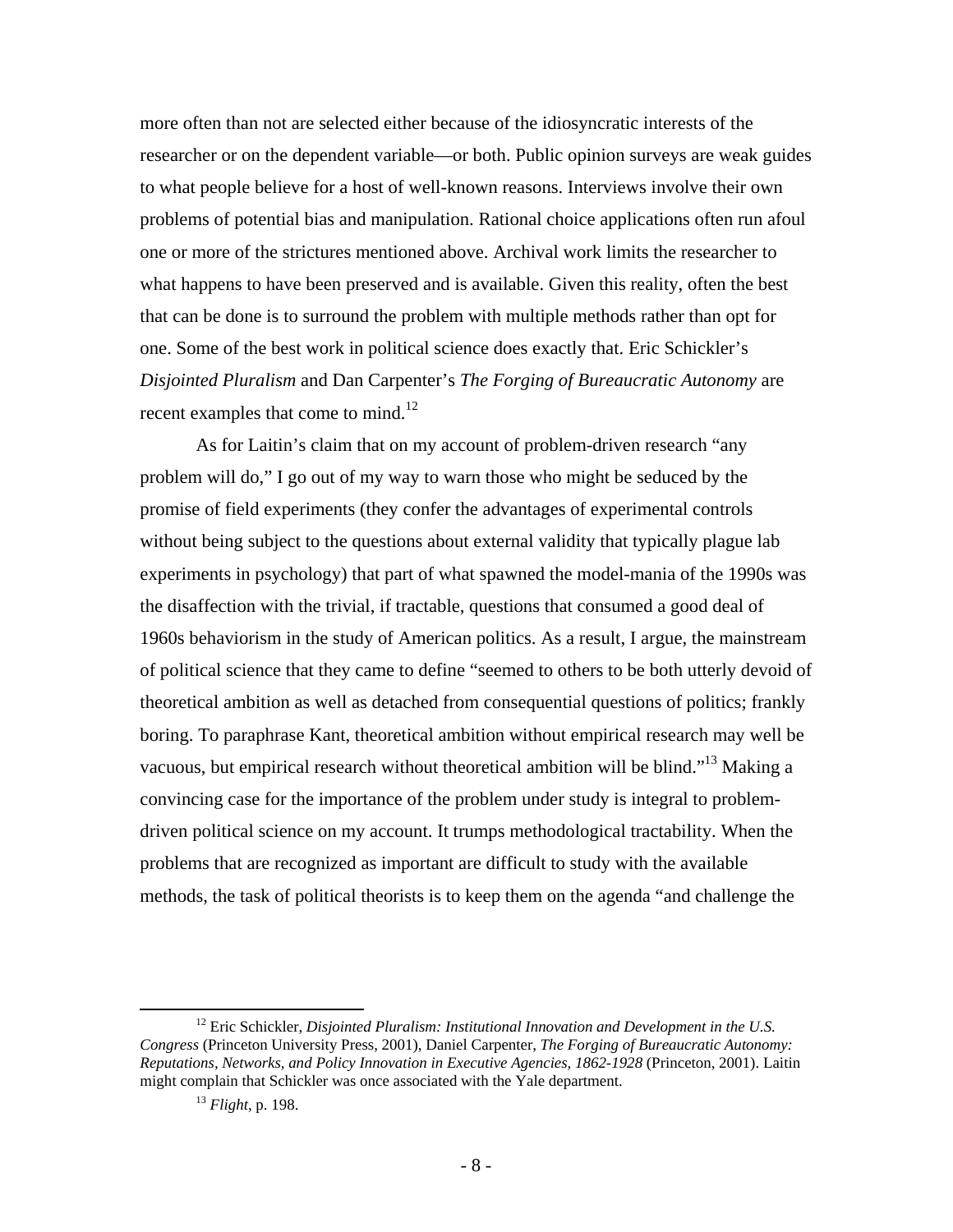more often than not are selected either because of the idiosyncratic interests of the researcher or on the dependent variable—or both. Public opinion surveys are weak guides to what people believe for a host of well-known reasons. Interviews involve their own problems of potential bias and manipulation. Rational choice applications often run afoul one or more of the strictures mentioned above. Archival work limits the researcher to what happens to have been preserved and is available. Given this reality, often the best that can be done is to surround the problem with multiple methods rather than opt for one. Some of the best work in political science does exactly that. Eric Schickler's *Disjointed Pluralism* and Dan Carpenter's *The Forging of Bureaucratic Autonomy* are recent examples that come to mind.[12]

As for Laitin's claim that on my account of problem-driven research "any problem will do," I go out of my way to warn those who might be seduced by the promise of field experiments (they confer the advantages of experimental controls without being subject to the questions about external validity that typically plague lab experiments in psychology) that part of what spawned the model-mania of the 1990s was the disaffection with the trivial, if tractable, questions that consumed a good deal of 1960s behaviorism in the study of American politics. As a result, I argue, the mainstream of political science that they came to define "seemed to others to be both utterly devoid of theoretical ambition as well as detached from consequential questions of politics; frankly boring. To paraphrase Kant, theoretical ambition without empirical research may well be vacuous, but empirical research without theoretical ambition will be blind."[13] Making a convincing case for the importance of the problem under study is integral to problem-driven political science on my account. It trumps methodological tractability. When the problems that are recognized as important are difficult to study with the available methods, the task of political theorists is to keep them on the agenda "and challenge the

---

[12] Eric Schickler, *Disjointed Pluralism: Institutional Innovation and Development in the U.S. Congress* (Princeton University Press, 2001), Daniel Carpenter, *The Forging of Bureaucratic Autonomy: Reputations, Networks, and Policy Innovation in Executive Agencies, 1862-1928* (Princeton, 2001). Laitin might complain that Schickler was once associated with the Yale department.

[13] *Flight*, p. 198.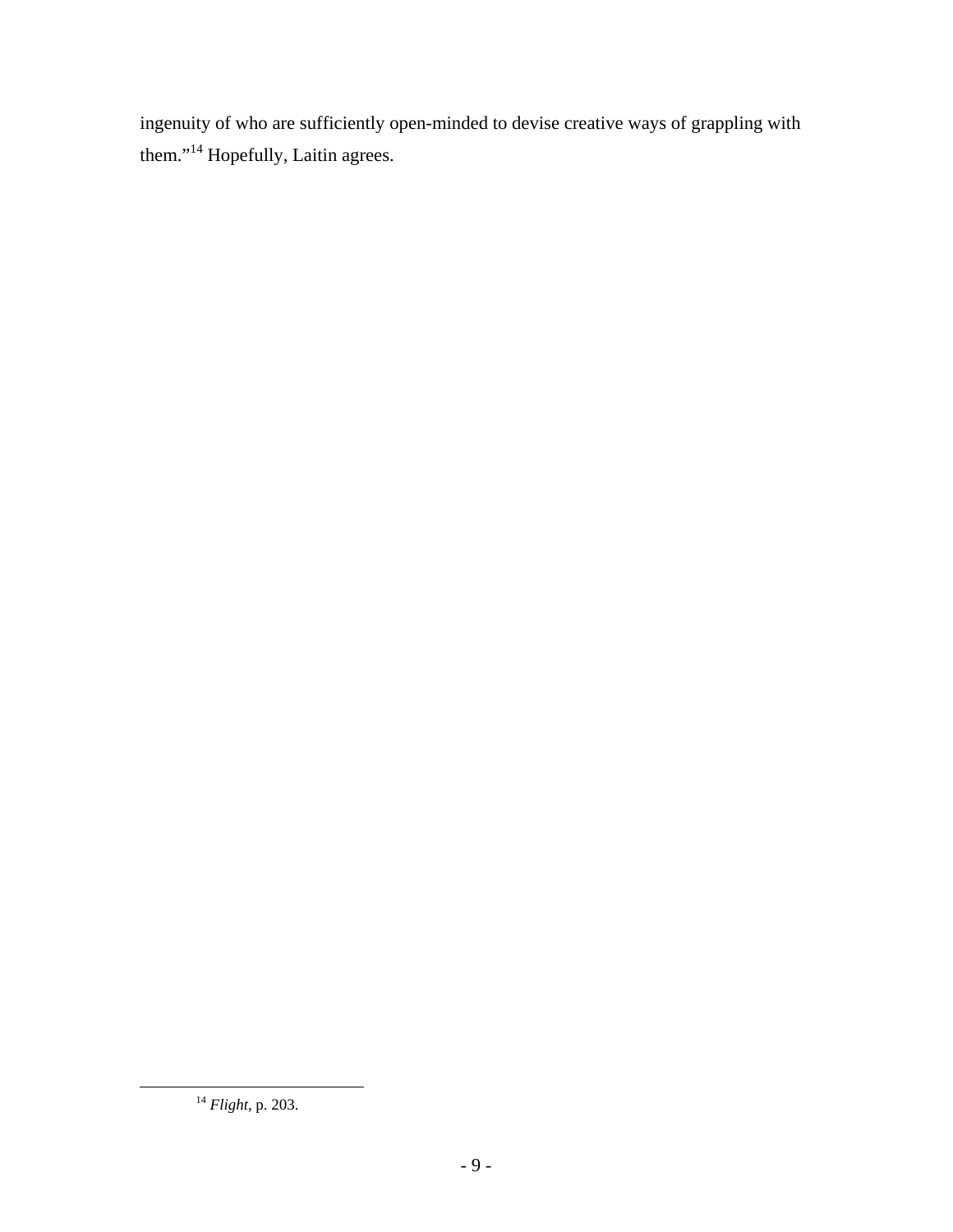ingenuity of who are sufficiently open-minded to devise creative ways of grappling with them."[14] Hopefully, Laitin agrees.

---

[14] *Flight*, p. 203.